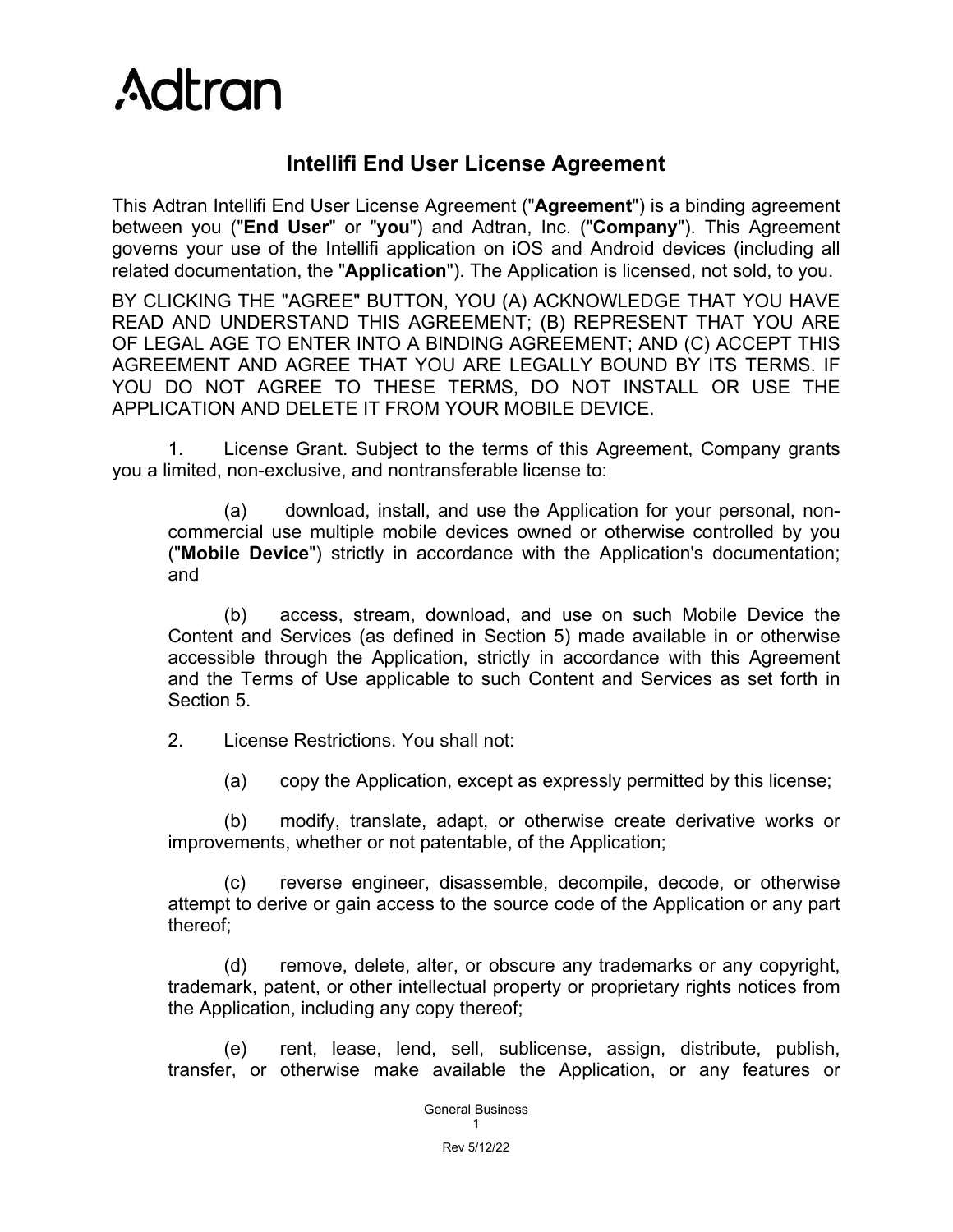Adtran

# Intellifi End User License Agreement

This Adtran Intellifi End User License Agreement ("**Agreement**") is a binding agreement between you ("**End User**" or "**you**") and Adtran, Inc. ("**Company**"). This Agreement governs your use of the Intellifi application on iOS and Android devices (including all related documentation, the "**Application**"). The Application is licensed, not sold, to you.

BY CLICKING THE "AGREE" BUTTON, YOU (A) ACKNOWLEDGE THAT YOU HAVE READ AND UNDERSTAND THIS AGREEMENT; (B) REPRESENT THAT YOU ARE OF LEGAL AGE TO ENTER INTO A BINDING AGREEMENT; AND (C) ACCEPT THIS AGREEMENT AND AGREE THAT YOU ARE LEGALLY BOUND BY ITS TERMS. IF YOU DO NOT AGREE TO THESE TERMS, DO NOT INSTALL OR USE THE APPLICATION AND DELETE IT FROM YOUR MOBILE DEVICE.

1. License Grant. Subject to the terms of this Agreement, Company grants you a limited, non-exclusive, and nontransferable license to:

   (a) download, install, and use the Application for your personal, non-commercial use multiple mobile devices owned or otherwise controlled by you ("**Mobile Device**") strictly in accordance with the Application's documentation; and

   (b) access, stream, download, and use on such Mobile Device the Content and Services (as defined in Section 5) made available in or otherwise accessible through the Application, strictly in accordance with this Agreement and the Terms of Use applicable to such Content and Services as set forth in Section 5.

2. License Restrictions. You shall not:

   (a) copy the Application, except as expressly permitted by this license;

   (b) modify, translate, adapt, or otherwise create derivative works or improvements, whether or not patentable, of the Application;

   (c) reverse engineer, disassemble, decompile, decode, or otherwise attempt to derive or gain access to the source code of the Application or any part thereof;

   (d) remove, delete, alter, or obscure any trademarks or any copyright, trademark, patent, or other intellectual property or proprietary rights notices from the Application, including any copy thereof;

   (e) rent, lease, lend, sell, sublicense, assign, distribute, publish, transfer, or otherwise make available the Application, or any features or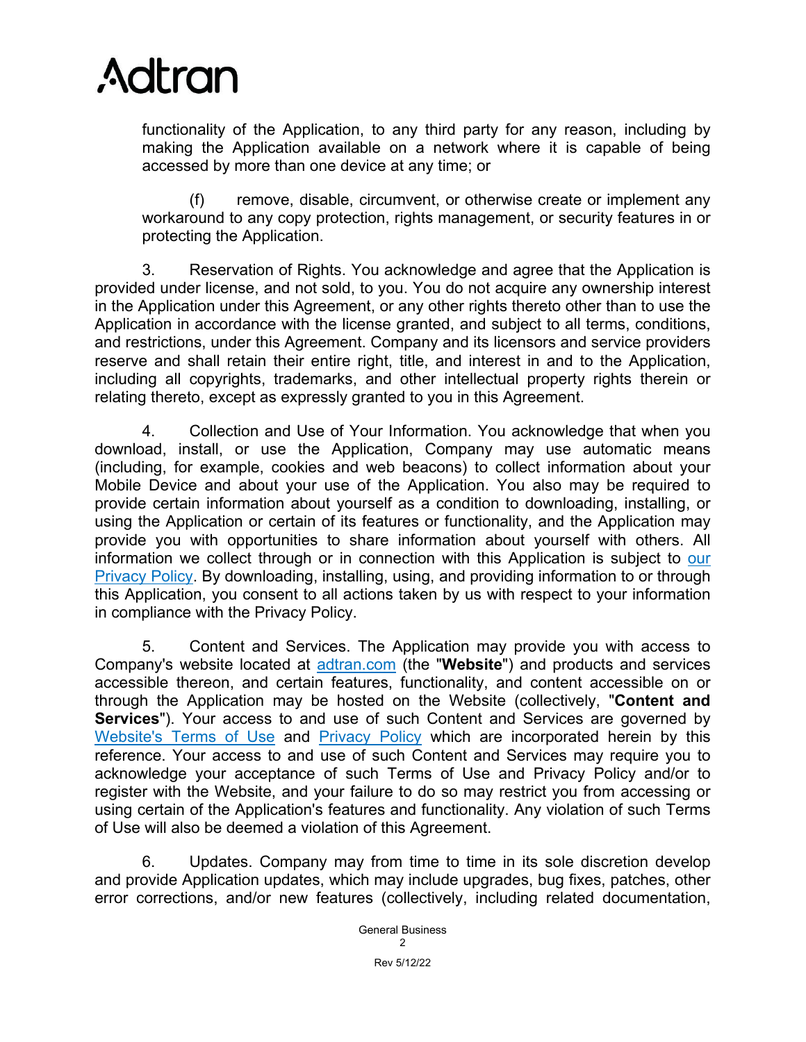functionality of the Application, to any third party for any reason, including by making the Application available on a network where it is capable of being accessed by more than one device at any time; or

(f) remove, disable, circumvent, or otherwise create or implement any workaround to any copy protection, rights management, or security features in or protecting the Application.

3. Reservation of Rights. You acknowledge and agree that the Application is provided under license, and not sold, to you. You do not acquire any ownership interest in the Application under this Agreement, or any other rights thereto other than to use the Application in accordance with the license granted, and subject to all terms, conditions, and restrictions, under this Agreement. Company and its licensors and service providers reserve and shall retain their entire right, title, and interest in and to the Application, including all copyrights, trademarks, and other intellectual property rights therein or relating thereto, except as expressly granted to you in this Agreement.

4. Collection and Use of Your Information. You acknowledge that when you download, install, or use the Application, Company may use automatic means (including, for example, cookies and web beacons) to collect information about your Mobile Device and about your use of the Application. You also may be required to provide certain information about yourself as a condition to downloading, installing, or using the Application or certain of its features or functionality, and the Application may provide you with opportunities to share information about yourself with others. All information we collect through or in connection with this Application is subject to our Privacy Policy. By downloading, installing, using, and providing information to or through this Application, you consent to all actions taken by us with respect to your information in compliance with the Privacy Policy.

5. Content and Services. The Application may provide you with access to Company's website located at adtran.com (the "**Website**") and products and services accessible thereon, and certain features, functionality, and content accessible on or through the Application may be hosted on the Website (collectively, "**Content and Services**"). Your access to and use of such Content and Services are governed by Website's Terms of Use and Privacy Policy which are incorporated herein by this reference. Your access to and use of such Content and Services may require you to acknowledge your acceptance of such Terms of Use and Privacy Policy and/or to register with the Website, and your failure to do so may restrict you from accessing or using certain of the Application's features and functionality. Any violation of such Terms of Use will also be deemed a violation of this Agreement.

6. Updates. Company may from time to time in its sole discretion develop and provide Application updates, which may include upgrades, bug fixes, patches, other error corrections, and/or new features (collectively, including related documentation,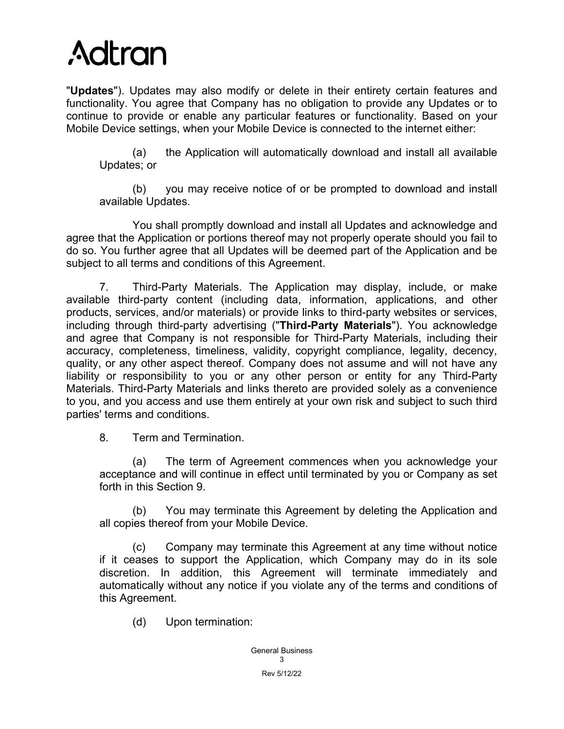"**Updates**"). Updates may also modify or delete in their entirety certain features and functionality. You agree that Company has no obligation to provide any Updates or to continue to provide or enable any particular features or functionality. Based on your Mobile Device settings, when your Mobile Device is connected to the internet either:

(a) the Application will automatically download and install all available Updates; or

(b) you may receive notice of or be prompted to download and install available Updates.

You shall promptly download and install all Updates and acknowledge and agree that the Application or portions thereof may not properly operate should you fail to do so. You further agree that all Updates will be deemed part of the Application and be subject to all terms and conditions of this Agreement.

7. Third-Party Materials. The Application may display, include, or make available third-party content (including data, information, applications, and other products, services, and/or materials) or provide links to third-party websites or services, including through third-party advertising ("**Third-Party Materials**"). You acknowledge and agree that Company is not responsible for Third-Party Materials, including their accuracy, completeness, timeliness, validity, copyright compliance, legality, decency, quality, or any other aspect thereof. Company does not assume and will not have any liability or responsibility to you or any other person or entity for any Third-Party Materials. Third-Party Materials and links thereto are provided solely as a convenience to you, and you access and use them entirely at your own risk and subject to such third parties' terms and conditions.

8. Term and Termination.

(a) The term of Agreement commences when you acknowledge your acceptance and will continue in effect until terminated by you or Company as set forth in this Section 9.

(b) You may terminate this Agreement by deleting the Application and all copies thereof from your Mobile Device.

(c) Company may terminate this Agreement at any time without notice if it ceases to support the Application, which Company may do in its sole discretion. In addition, this Agreement will terminate immediately and automatically without any notice if you violate any of the terms and conditions of this Agreement.

(d) Upon termination: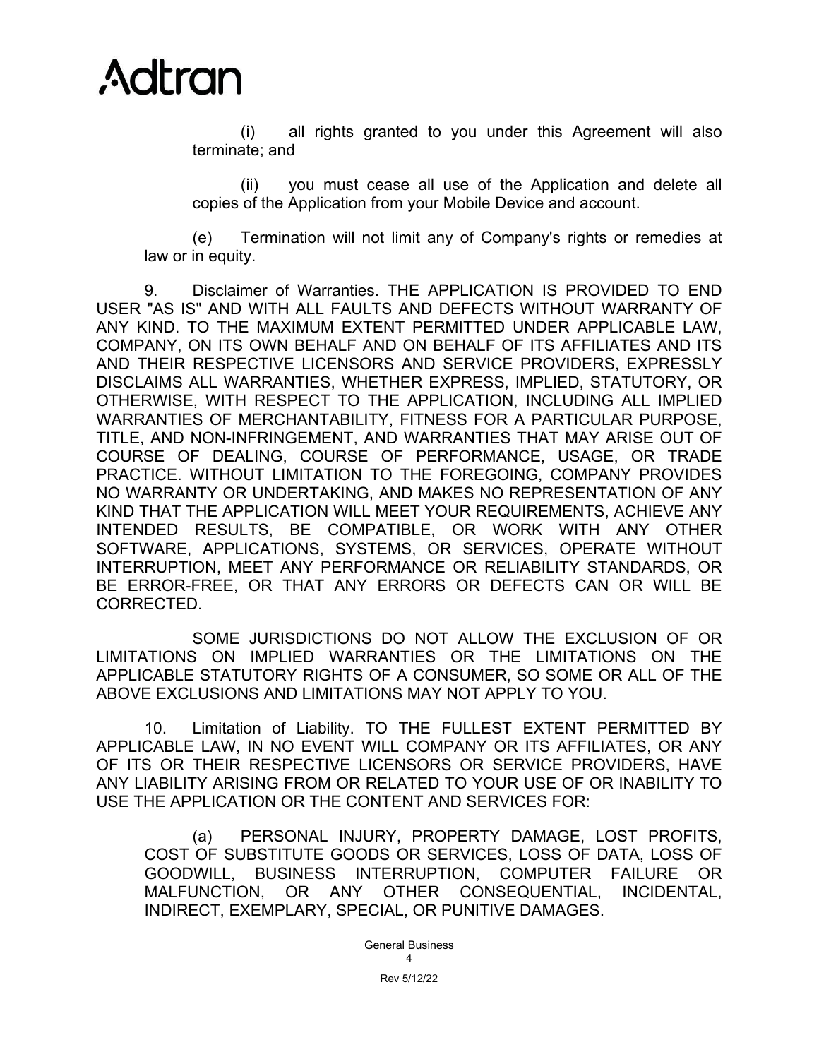(i) all rights granted to you under this Agreement will also terminate; and

(ii) you must cease all use of the Application and delete all copies of the Application from your Mobile Device and account.

(e) Termination will not limit any of Company's rights or remedies at law or in equity.

9. Disclaimer of Warranties. THE APPLICATION IS PROVIDED TO END USER "AS IS" AND WITH ALL FAULTS AND DEFECTS WITHOUT WARRANTY OF ANY KIND. TO THE MAXIMUM EXTENT PERMITTED UNDER APPLICABLE LAW, COMPANY, ON ITS OWN BEHALF AND ON BEHALF OF ITS AFFILIATES AND ITS AND THEIR RESPECTIVE LICENSORS AND SERVICE PROVIDERS, EXPRESSLY DISCLAIMS ALL WARRANTIES, WHETHER EXPRESS, IMPLIED, STATUTORY, OR OTHERWISE, WITH RESPECT TO THE APPLICATION, INCLUDING ALL IMPLIED WARRANTIES OF MERCHANTABILITY, FITNESS FOR A PARTICULAR PURPOSE, TITLE, AND NON-INFRINGEMENT, AND WARRANTIES THAT MAY ARISE OUT OF COURSE OF DEALING, COURSE OF PERFORMANCE, USAGE, OR TRADE PRACTICE. WITHOUT LIMITATION TO THE FOREGOING, COMPANY PROVIDES NO WARRANTY OR UNDERTAKING, AND MAKES NO REPRESENTATION OF ANY KIND THAT THE APPLICATION WILL MEET YOUR REQUIREMENTS, ACHIEVE ANY INTENDED RESULTS, BE COMPATIBLE, OR WORK WITH ANY OTHER SOFTWARE, APPLICATIONS, SYSTEMS, OR SERVICES, OPERATE WITHOUT INTERRUPTION, MEET ANY PERFORMANCE OR RELIABILITY STANDARDS, OR BE ERROR-FREE, OR THAT ANY ERRORS OR DEFECTS CAN OR WILL BE CORRECTED.

SOME JURISDICTIONS DO NOT ALLOW THE EXCLUSION OF OR LIMITATIONS ON IMPLIED WARRANTIES OR THE LIMITATIONS ON THE APPLICABLE STATUTORY RIGHTS OF A CONSUMER, SO SOME OR ALL OF THE ABOVE EXCLUSIONS AND LIMITATIONS MAY NOT APPLY TO YOU.

10. Limitation of Liability. TO THE FULLEST EXTENT PERMITTED BY APPLICABLE LAW, IN NO EVENT WILL COMPANY OR ITS AFFILIATES, OR ANY OF ITS OR THEIR RESPECTIVE LICENSORS OR SERVICE PROVIDERS, HAVE ANY LIABILITY ARISING FROM OR RELATED TO YOUR USE OF OR INABILITY TO USE THE APPLICATION OR THE CONTENT AND SERVICES FOR:

(a) PERSONAL INJURY, PROPERTY DAMAGE, LOST PROFITS, COST OF SUBSTITUTE GOODS OR SERVICES, LOSS OF DATA, LOSS OF GOODWILL, BUSINESS INTERRUPTION, COMPUTER FAILURE OR MALFUNCTION, OR ANY OTHER CONSEQUENTIAL, INCIDENTAL, INDIRECT, EXEMPLARY, SPECIAL, OR PUNITIVE DAMAGES.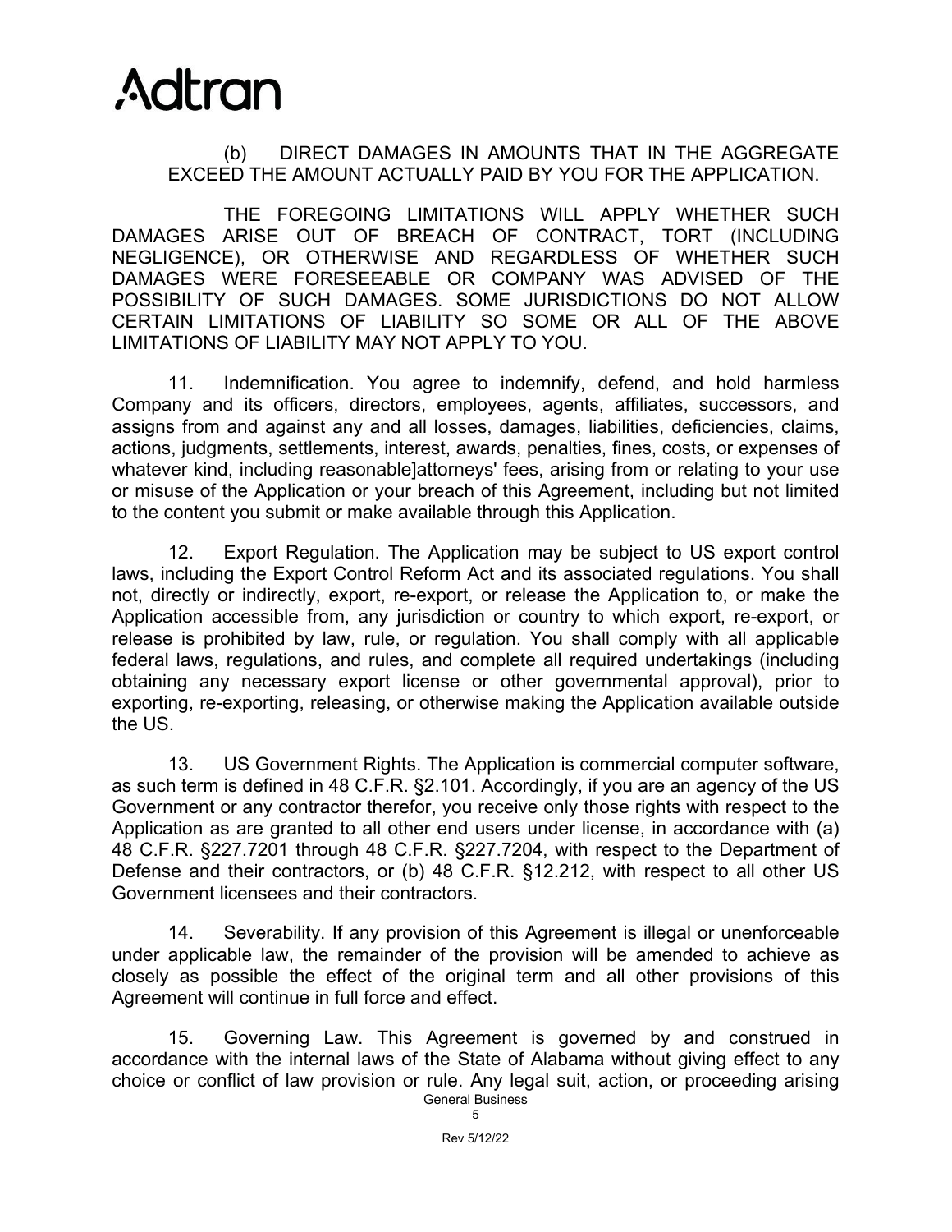(b) DIRECT DAMAGES IN AMOUNTS THAT IN THE AGGREGATE EXCEED THE AMOUNT ACTUALLY PAID BY YOU FOR THE APPLICATION.

THE FOREGOING LIMITATIONS WILL APPLY WHETHER SUCH DAMAGES ARISE OUT OF BREACH OF CONTRACT, TORT (INCLUDING NEGLIGENCE), OR OTHERWISE AND REGARDLESS OF WHETHER SUCH DAMAGES WERE FORESEEABLE OR COMPANY WAS ADVISED OF THE POSSIBILITY OF SUCH DAMAGES. SOME JURISDICTIONS DO NOT ALLOW CERTAIN LIMITATIONS OF LIABILITY SO SOME OR ALL OF THE ABOVE LIMITATIONS OF LIABILITY MAY NOT APPLY TO YOU.

11. Indemnification. You agree to indemnify, defend, and hold harmless Company and its officers, directors, employees, agents, affiliates, successors, and assigns from and against any and all losses, damages, liabilities, deficiencies, claims, actions, judgments, settlements, interest, awards, penalties, fines, costs, or expenses of whatever kind, including reasonable]attorneys' fees, arising from or relating to your use or misuse of the Application or your breach of this Agreement, including but not limited to the content you submit or make available through this Application.

12. Export Regulation. The Application may be subject to US export control laws, including the Export Control Reform Act and its associated regulations. You shall not, directly or indirectly, export, re-export, or release the Application to, or make the Application accessible from, any jurisdiction or country to which export, re-export, or release is prohibited by law, rule, or regulation. You shall comply with all applicable federal laws, regulations, and rules, and complete all required undertakings (including obtaining any necessary export license or other governmental approval), prior to exporting, re-exporting, releasing, or otherwise making the Application available outside the US.

13. US Government Rights. The Application is commercial computer software, as such term is defined in 48 C.F.R. §2.101. Accordingly, if you are an agency of the US Government or any contractor therefor, you receive only those rights with respect to the Application as are granted to all other end users under license, in accordance with (a) 48 C.F.R. §227.7201 through 48 C.F.R. §227.7204, with respect to the Department of Defense and their contractors, or (b) 48 C.F.R. §12.212, with respect to all other US Government licensees and their contractors.

14. Severability. If any provision of this Agreement is illegal or unenforceable under applicable law, the remainder of the provision will be amended to achieve as closely as possible the effect of the original term and all other provisions of this Agreement will continue in full force and effect.

15. Governing Law. This Agreement is governed by and construed in accordance with the internal laws of the State of Alabama without giving effect to any choice or conflict of law provision or rule. Any legal suit, action, or proceeding arising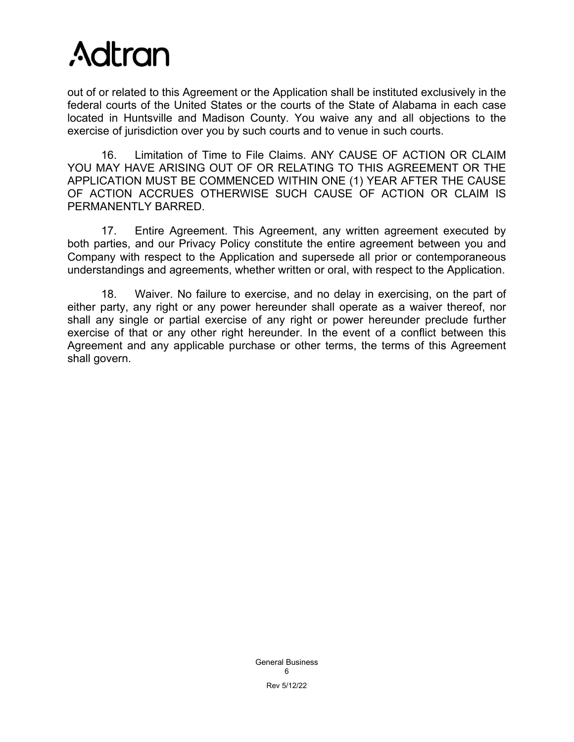out of or related to this Agreement or the Application shall be instituted exclusively in the federal courts of the United States or the courts of the State of Alabama in each case located in Huntsville and Madison County. You waive any and all objections to the exercise of jurisdiction over you by such courts and to venue in such courts.

16. Limitation of Time to File Claims. ANY CAUSE OF ACTION OR CLAIM YOU MAY HAVE ARISING OUT OF OR RELATING TO THIS AGREEMENT OR THE APPLICATION MUST BE COMMENCED WITHIN ONE (1) YEAR AFTER THE CAUSE OF ACTION ACCRUES OTHERWISE SUCH CAUSE OF ACTION OR CLAIM IS PERMANENTLY BARRED.

17. Entire Agreement. This Agreement, any written agreement executed by both parties, and our Privacy Policy constitute the entire agreement between you and Company with respect to the Application and supersede all prior or contemporaneous understandings and agreements, whether written or oral, with respect to the Application.

18. Waiver. No failure to exercise, and no delay in exercising, on the part of either party, any right or any power hereunder shall operate as a waiver thereof, nor shall any single or partial exercise of any right or power hereunder preclude further exercise of that or any other right hereunder. In the event of a conflict between this Agreement and any applicable purchase or other terms, the terms of this Agreement shall govern.